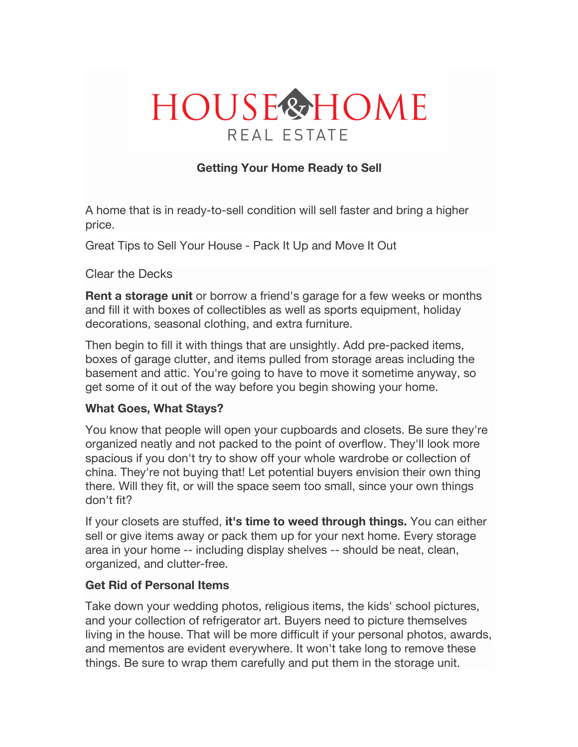# HOUSE & HOME
REAL ESTATE

## Getting Your Home Ready to Sell

A home that is in ready-to-sell condition will sell faster and bring a higher price.

Great Tips to Sell Your House - Pack It Up and Move It Out

Clear the Decks

**Rent a storage unit** or borrow a friend's garage for a few weeks or months and fill it with boxes of collectibles as well as sports equipment, holiday decorations, seasonal clothing, and extra furniture.

Then begin to fill it with things that are unsightly. Add pre-packed items, boxes of garage clutter, and items pulled from storage areas including the basement and attic. You're going to have to move it sometime anyway, so get some of it out of the way before you begin showing your home.

**What Goes, What Stays?**

You know that people will open your cupboards and closets. Be sure they're organized neatly and not packed to the point of overflow. They'll look more spacious if you don't try to show off your whole wardrobe or collection of china. They're not buying that! Let potential buyers envision their own thing there. Will they fit, or will the space seem too small, since your own things don't fit?

If your closets are stuffed, **it's time to weed through things.** You can either sell or give items away or pack them up for your next home. Every storage area in your home -- including display shelves -- should be neat, clean, organized, and clutter-free.

**Get Rid of Personal Items**

Take down your wedding photos, religious items, the kids' school pictures, and your collection of refrigerator art. Buyers need to picture themselves living in the house. That will be more difficult if your personal photos, awards, and mementos are evident everywhere. It won't take long to remove these things. Be sure to wrap them carefully and put them in the storage unit.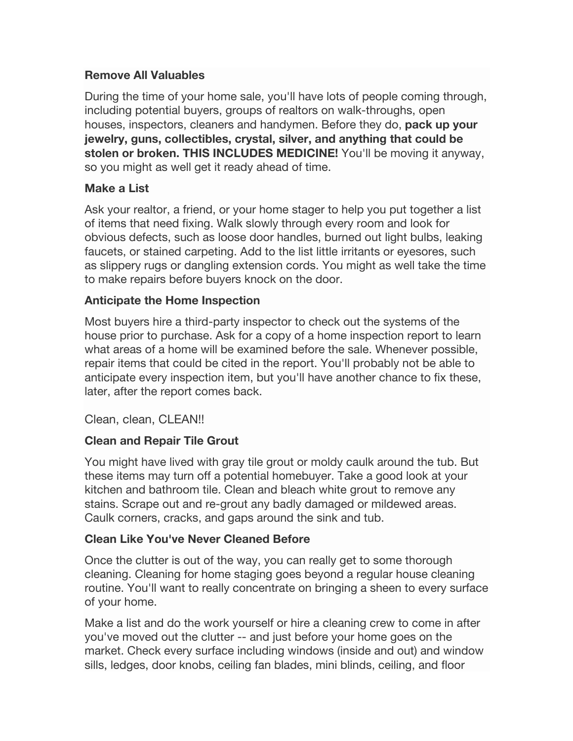**Remove All Valuables**

During the time of your home sale, you'll have lots of people coming through, including potential buyers, groups of realtors on walk-throughs, open houses, inspectors, cleaners and handymen. Before they do, **pack up your jewelry, guns, collectibles, crystal, silver, and anything that could be stolen or broken. THIS INCLUDES MEDICINE!** You'll be moving it anyway, so you might as well get it ready ahead of time.

**Make a List**

Ask your realtor, a friend, or your home stager to help you put together a list of items that need fixing. Walk slowly through every room and look for obvious defects, such as loose door handles, burned out light bulbs, leaking faucets, or stained carpeting. Add to the list little irritants or eyesores, such as slippery rugs or dangling extension cords. You might as well take the time to make repairs before buyers knock on the door.

**Anticipate the Home Inspection**

Most buyers hire a third-party inspector to check out the systems of the house prior to purchase. Ask for a copy of a home inspection report to learn what areas of a home will be examined before the sale. Whenever possible, repair items that could be cited in the report. You'll probably not be able to anticipate every inspection item, but you'll have another chance to fix these, later, after the report comes back.

Clean, clean, CLEAN!!

**Clean and Repair Tile Grout**

You might have lived with gray tile grout or moldy caulk around the tub. But these items may turn off a potential homebuyer. Take a good look at your kitchen and bathroom tile. Clean and bleach white grout to remove any stains. Scrape out and re-grout any badly damaged or mildewed areas. Caulk corners, cracks, and gaps around the sink and tub.

**Clean Like You've Never Cleaned Before**

Once the clutter is out of the way, you can really get to some thorough cleaning. Cleaning for home staging goes beyond a regular house cleaning routine. You'll want to really concentrate on bringing a sheen to every surface of your home.

Make a list and do the work yourself or hire a cleaning crew to come in after you've moved out the clutter -- and just before your home goes on the market. Check every surface including windows (inside and out) and window sills, ledges, door knobs, ceiling fan blades, mini blinds, ceiling, and floor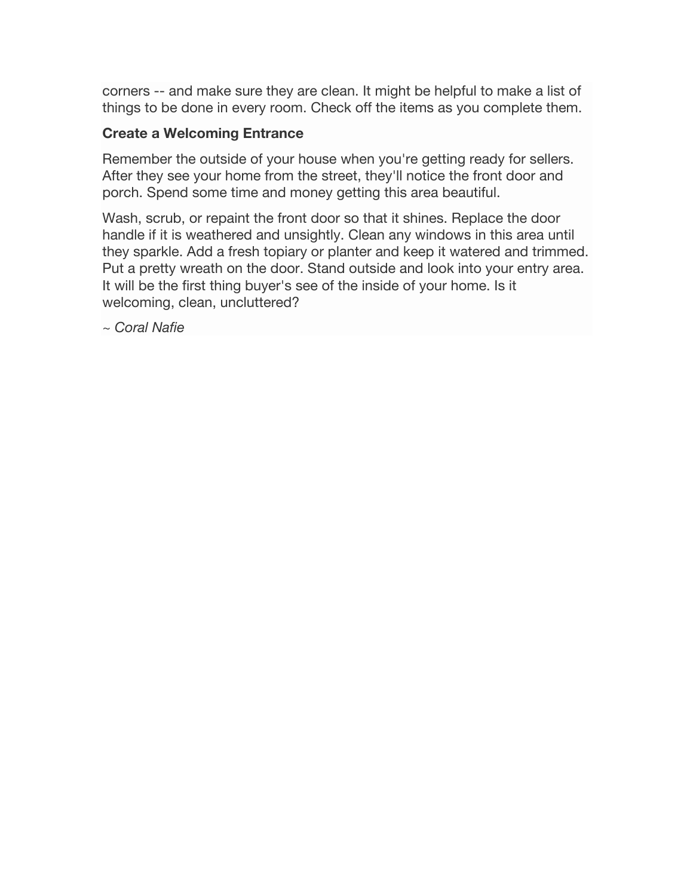corners -- and make sure they are clean. It might be helpful to make a list of things to be done in every room. Check off the items as you complete them.

**Create a Welcoming Entrance**

Remember the outside of your house when you're getting ready for sellers. After they see your home from the street, they'll notice the front door and porch. Spend some time and money getting this area beautiful.

Wash, scrub, or repaint the front door so that it shines. Replace the door handle if it is weathered and unsightly. Clean any windows in this area until they sparkle. Add a fresh topiary or planter and keep it watered and trimmed. Put a pretty wreath on the door. Stand outside and look into your entry area. It will be the first thing buyer's see of the inside of your home. Is it welcoming, clean, uncluttered?

*~ Coral Nafie*